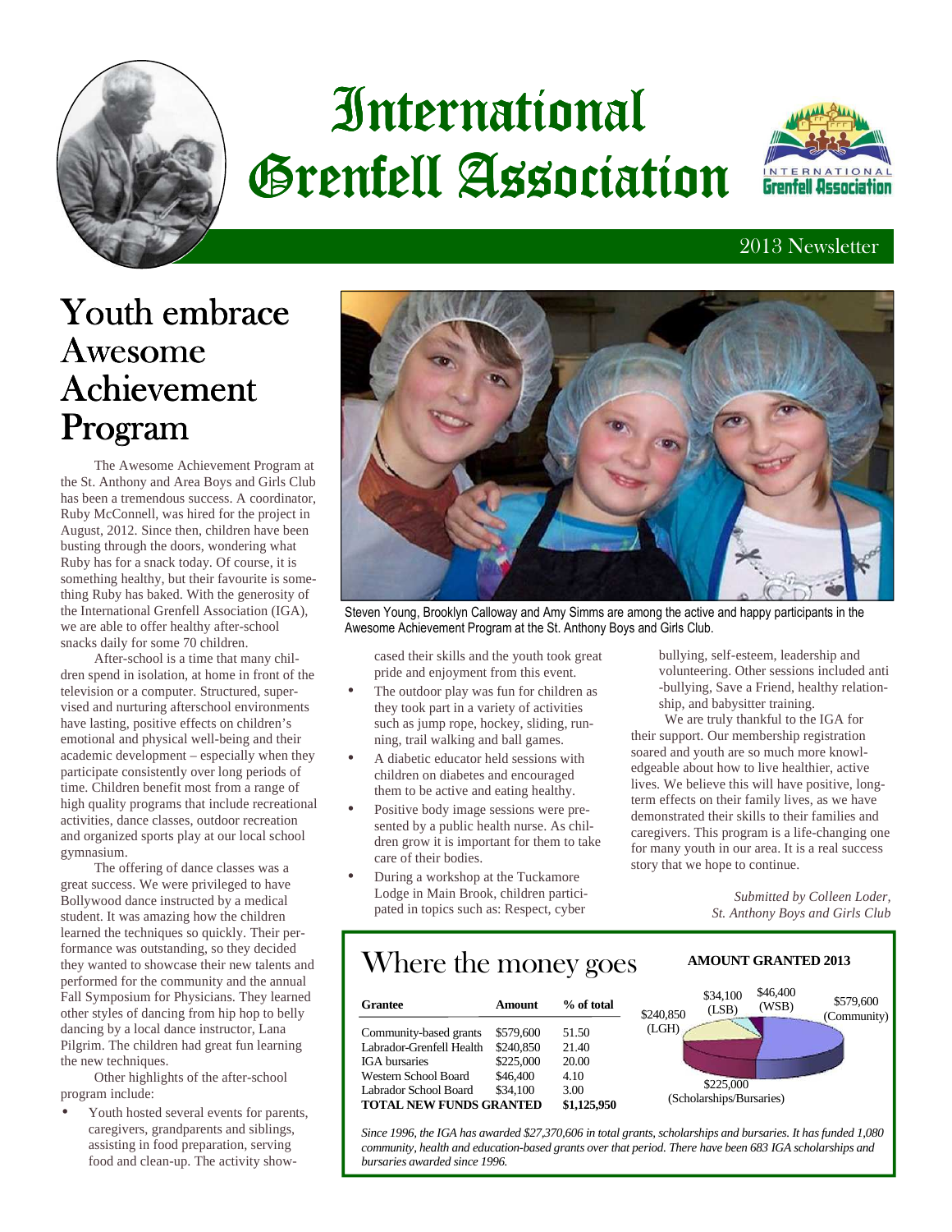# International Grenfell Association

2013 Newsletter

## Youth embrace Awesome Achievement Program

The Awesome Achievement Program at the St. Anthony and Area Boys and Girls Club has been a tremendous success. A coordinator, Ruby McConnell, was hired for the project in August, 2012. Since then, children have been busting through the doors, wondering what Ruby has for a snack today. Of course, it is something healthy, but their favourite is something Ruby has baked. With the generosity of the International Grenfell Association (IGA), we are able to offer healthy after-school snacks daily for some 70 children.

After-school is a time that many children spend in isolation, at home in front of the television or a computer. Structured, supervised and nurturing afterschool environments have lasting, positive effects on children's emotional and physical well-being and their academic development – especially when they participate consistently over long periods of time. Children benefit most from a range of high quality programs that include recreational activities, dance classes, outdoor recreation and organized sports play at our local school gymnasium.

The offering of dance classes was a great success. We were privileged to have Bollywood dance instructed by a medical student. It was amazing how the children learned the techniques so quickly. Their performance was outstanding, so they decided they wanted to showcase their new talents and performed for the community and the annual Fall Symposium for Physicians. They learned other styles of dancing from hip hop to belly dancing by a local dance instructor, Lana Pilgrim. The children had great fun learning the new techniques.

Other highlights of the after-school program include:

- Youth hosted several events for parents, caregivers, grandparents and siblings, assisting in food preparation, serving food and clean-up. The activity showcased their skills and the youth took great pride and enjoyment from this event.
- The outdoor play was fun for children as they took part in a variety of activities such as jump rope, hockey, sliding, running, trail walking and ball games.
- A diabetic educator held sessions with children on diabetes and encouraged them to be active and eating healthy.
- Positive body image sessions were presented by a public health nurse. As children grow it is important for them to take care of their bodies.
- During a workshop at the Tuckamore Lodge in Main Brook, children participated in topics such as: Respect, cyber bullying, self-esteem, leadership and volunteering. Other sessions included anti-bullying, Save a Friend, healthy relationship, and babysitter training.

Steven Young, Brooklyn Calloway and Amy Simms are among the active and happy participants in the Awesome Achievement Program at the St. Anthony Boys and Girls Club.

We are truly thankful to the IGA for their support. Our membership registration soared and youth are so much more knowledgeable about how to live healthier, active lives. We believe this will have positive, long-term effects on their family lives, as we have demonstrated their skills to their families and caregivers. This program is a life-changing one for many youth in our area. It is a real success story that we hope to continue.

*Submitted by Colleen Loder, St. Anthony Boys and Girls Club*

## Where the money goes

| Grantee | Amount | % of total |
|---|---|---|
| Community-based grants | $579,600 | 51.50 |
| Labrador-Grenfell Health | $240,850 | 21.40 |
| IGA bursaries | $225,000 | 20.00 |
| Western School Board | $46,400 | 4.10 |
| Labrador School Board | $34,100 | 3.00 |
| **TOTAL NEW FUNDS GRANTED** | **$1,125,950** | |

**AMOUNT GRANTED 2013**

$579,600 (Community); $240,850 (LGH); $225,000 (Scholarships/Bursaries); $46,400 (WSB); $34,100 (LSB)

*Since 1996, the IGA has awarded $27,370,606 in total grants, scholarships and bursaries. It has funded 1,080 community, health and education-based grants over that period. There have been 683 IGA scholarships and bursaries awarded since 1996.*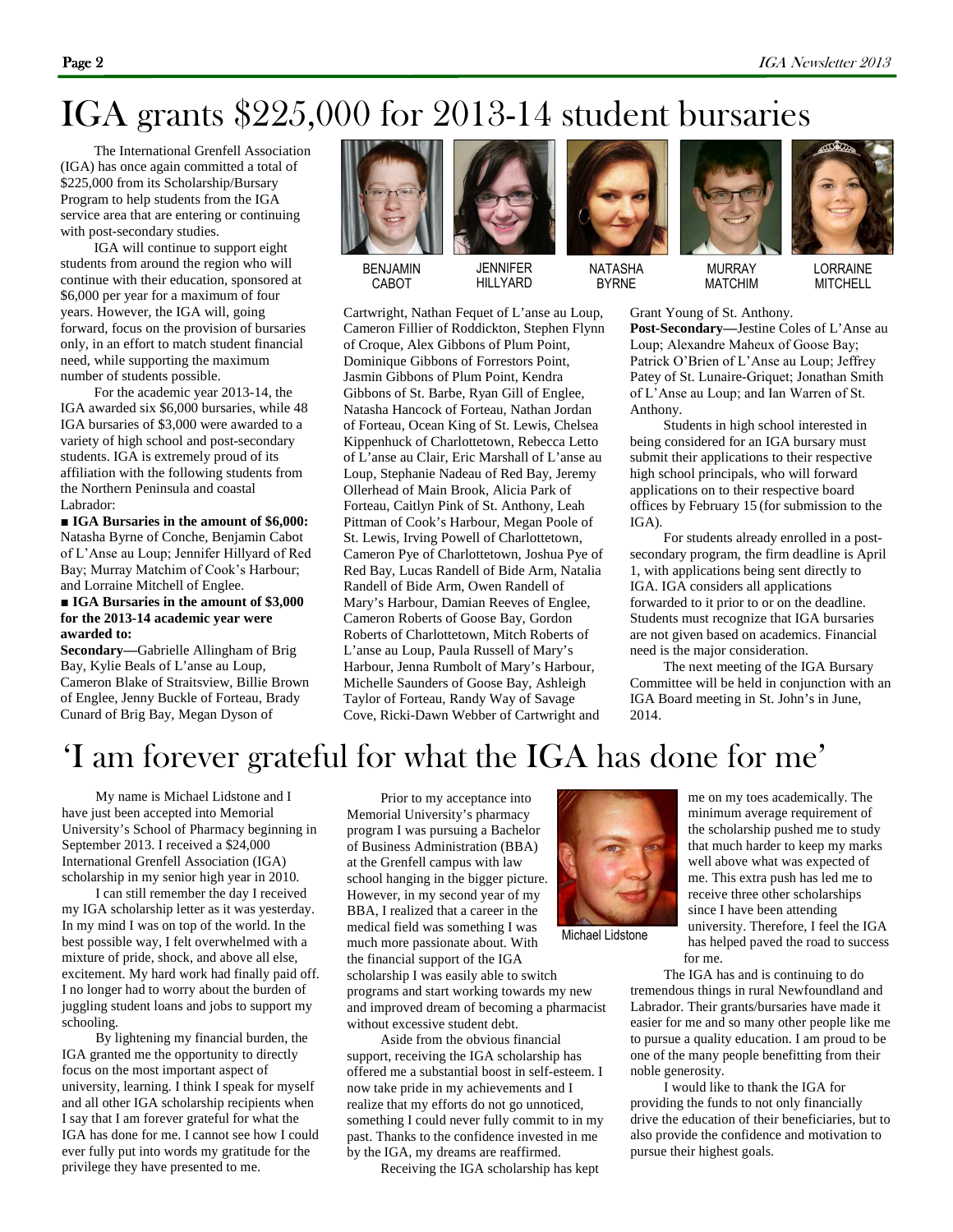# IGA grants $225,000 for 2013-14 student bursaries

The International Grenfell Association (IGA) has once again committed a total of $225,000 from its Scholarship/Bursary Program to help students from the IGA service area that are entering or continuing with post-secondary studies.

IGA will continue to support eight students from around the region who will continue with their education, sponsored at $6,000 per year for a maximum of four years. However, the IGA will, going forward, focus on the provision of bursaries only, in an effort to match student financial need, while supporting the maximum number of students possible.

For the academic year 2013-14, the IGA awarded six $6,000 bursaries, while 48 IGA bursaries of $3,000 were awarded to a variety of high school and post-secondary students. IGA is extremely proud of its affiliation with the following students from the Northern Peninsula and coastal Labrador:

■ **IGA Bursaries in the amount of $6,000:** Natasha Byrne of Conche, Benjamin Cabot of L'Anse au Loup; Jennifer Hillyard of Red Bay; Murray Matchim of Cook's Harbour; and Lorraine Mitchell of Englee.

■ **IGA Bursaries in the amount of $3,000 for the 2013-14 academic year were awarded to:**

**Secondary—**Gabrielle Allingham of Brig Bay, Kylie Beals of L'anse au Loup, Cameron Blake of Straitsview, Billie Brown of Englee, Jenny Buckle of Forteau, Brady Cunard of Brig Bay, Megan Dyson of Cartwright, Nathan Fequet of L'anse au Loup, Cameron Fillier of Roddickton, Stephen Flynn of Croque, Alex Gibbons of Plum Point, Dominique Gibbons of Forrestors Point, Jasmin Gibbons of Plum Point, Kendra Gibbons of St. Barbe, Ryan Gill of Englee, Natasha Hancock of Forteau, Nathan Jordan of Forteau, Ocean King of St. Lewis, Chelsea Kippenhuck of Charlottetown, Rebecca Letto of L'anse au Clair, Eric Marshall of L'anse au Loup, Stephanie Nadeau of Red Bay, Jeremy Ollerhead of Main Brook, Alicia Park of Forteau, Caitlyn Pink of St. Anthony, Leah Pittman of Cook's Harbour, Megan Poole of St. Lewis, Irving Powell of Charlottetown, Cameron Pye of Charlottetown, Joshua Pye of Red Bay, Lucas Randell of Bide Arm, Natalia Randell of Bide Arm, Owen Randell of Mary's Harbour, Damian Reeves of Englee, Cameron Roberts of Goose Bay, Gordon Roberts of Charlottetown, Mitch Roberts of L'anse au Loup, Paula Russell of Mary's Harbour, Jenna Rumbolt of Mary's Harbour, Michelle Saunders of Goose Bay, Ashleigh Taylor of Forteau, Randy Way of Savage Cove, Ricki-Dawn Webber of Cartwright and Grant Young of St. Anthony.

**Post-Secondary—**Jestine Coles of L'Anse au Loup; Alexandre Maheux of Goose Bay; Patrick O'Brien of L'Anse au Loup; Jeffrey Patey of St. Lunaire-Griquet; Jonathan Smith of L'Anse au Loup; and Ian Warren of St. Anthony.

BENJAMIN CABOT — JENNIFER HILLYARD — NATASHA BYRNE — MURRAY MATCHIM — LORRAINE MITCHELL

Students in high school interested in being considered for an IGA bursary must submit their applications to their respective high school principals, who will forward applications on to their respective board offices by February 15 (for submission to the IGA).

For students already enrolled in a post-secondary program, the firm deadline is April 1, with applications being sent directly to IGA. IGA considers all applications forwarded to it prior to or on the deadline. Students must recognize that IGA bursaries are not given based on academics. Financial need is the major consideration.

The next meeting of the IGA Bursary Committee will be held in conjunction with an IGA Board meeting in St. John's in June, 2014.

# 'I am forever grateful for what the IGA has done for me'

My name is Michael Lidstone and I have just been accepted into Memorial University's School of Pharmacy beginning in September 2013. I received a $24,000 International Grenfell Association (IGA) scholarship in my senior high year in 2010.

I can still remember the day I received my IGA scholarship letter as it was yesterday. In my mind I was on top of the world. In the best possible way, I felt overwhelmed with a mixture of pride, shock, and above all else, excitement. My hard work had finally paid off. I no longer had to worry about the burden of juggling student loans and jobs to support my schooling.

By lightening my financial burden, the IGA granted me the opportunity to directly focus on the most important aspect of university, learning. I think I speak for myself and all other IGA scholarship recipients when I say that I am forever grateful for what the IGA has done for me. I cannot see how I could ever fully put into words my gratitude for the privilege they have presented to me.

Prior to my acceptance into Memorial University's pharmacy program I was pursuing a Bachelor of Business Administration (BBA) at the Grenfell campus with law school hanging in the bigger picture. However, in my second year of my BBA, I realized that a career in the medical field was something I was much more passionate about. With the financial support of the IGA scholarship I was easily able to switch programs and start working towards my new and improved dream of becoming a pharmacist without excessive student debt.

Aside from the obvious financial support, receiving the IGA scholarship has offered me a substantial boost in self-esteem. I now take pride in my achievements and I realize that my efforts do not go unnoticed, something I could never fully commit to in my past. Thanks to the confidence invested in me by the IGA, my dreams are reaffirmed.

Michael Lidstone

Receiving the IGA scholarship has kept me on my toes academically. The minimum average requirement of the scholarship pushed me to study that much harder to keep my marks well above what was expected of me. This extra push has led me to receive three other scholarships since I have been attending university. Therefore, I feel the IGA has helped paved the road to success for me.

The IGA has and is continuing to do tremendous things in rural Newfoundland and Labrador. Their grants/bursaries have made it easier for me and so many other people like me to pursue a quality education. I am proud to be one of the many people benefitting from their noble generosity.

I would like to thank the IGA for providing the funds to not only financially drive the education of their beneficiaries, but to also provide the confidence and motivation to pursue their highest goals.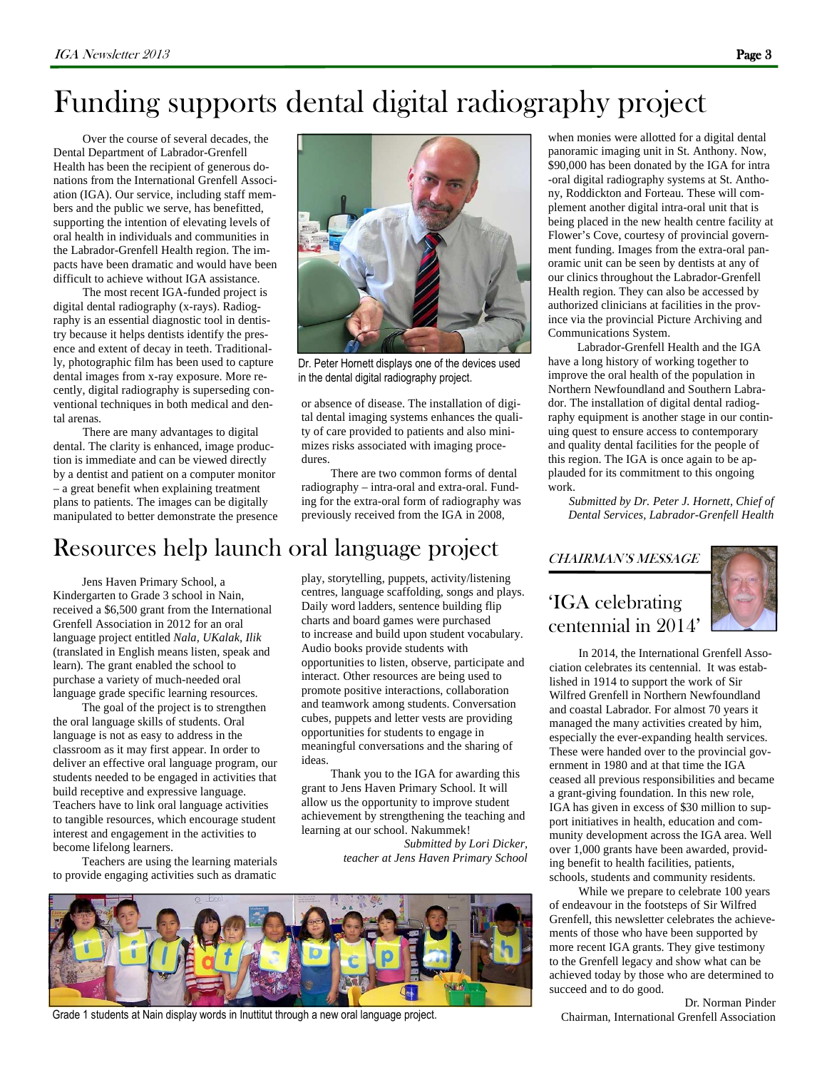# Funding supports dental digital radiography project

Over the course of several decades, the Dental Department of Labrador-Grenfell Health has been the recipient of generous donations from the International Grenfell Association (IGA). Our service, including staff members and the public we serve, has benefitted, supporting the intention of elevating levels of oral health in individuals and communities in the Labrador-Grenfell Health region. The impacts have been dramatic and would have been difficult to achieve without IGA assistance.

The most recent IGA-funded project is digital dental radiography (x-rays). Radiography is an essential diagnostic tool in dentistry because it helps dentists identify the presence and extent of decay in teeth. Traditionally, photographic film has been used to capture dental images from x-ray exposure. More recently, digital radiography is superseding conventional techniques in both medical and dental arenas.

There are many advantages to digital dental. The clarity is enhanced, image production is immediate and can be viewed directly by a dentist and patient on a computer monitor – a great benefit when explaining treatment plans to patients. The images can be digitally manipulated to better demonstrate the presence or absence of disease. The installation of digital dental imaging systems enhances the quality of care provided to patients and also minimizes risks associated with imaging procedures.

Dr. Peter Hornett displays one of the devices used in the dental digital radiography project.

There are two common forms of dental radiography – intra-oral and extra-oral. Funding for the extra-oral form of radiography was previously received from the IGA in 2008, when monies were allotted for a digital dental panoramic imaging unit in St. Anthony. Now, $90,000 has been donated by the IGA for intra-oral digital radiography systems at St. Anthony, Roddickton and Forteau. These will complement another digital intra-oral unit that is being placed in the new health centre facility at Flower's Cove, courtesy of provincial government funding. Images from the extra-oral panoramic unit can be seen by dentists at any of our clinics throughout the Labrador-Grenfell Health region. They can also be accessed by authorized clinicians at facilities in the province via the provincial Picture Archiving and Communications System.

Labrador-Grenfell Health and the IGA have a long history of working together to improve the oral health of the population in Northern Newfoundland and Southern Labrador. The installation of digital dental radiography equipment is another stage in our continuing quest to ensure access to contemporary and quality dental facilities for the people of this region. The IGA is once again to be applauded for its commitment to this ongoing work.

*Submitted by Dr. Peter J. Hornett, Chief of Dental Services, Labrador-Grenfell Health*

# Resources help launch oral language project

Jens Haven Primary School, a Kindergarten to Grade 3 school in Nain, received a $6,500 grant from the International Grenfell Association in 2012 for an oral language project entitled *Nala, UKalak, Ilik* (translated in English means listen, speak and learn). The grant enabled the school to purchase a variety of much-needed oral language grade specific learning resources.

The goal of the project is to strengthen the oral language skills of students. Oral language is not as easy to address in the classroom as it may first appear. In order to deliver an effective oral language program, our students needed to be engaged in activities that build receptive and expressive language. Teachers have to link oral language activities to tangible resources, which encourage student interest and engagement in the activities to become lifelong learners.

Teachers are using the learning materials to provide engaging activities such as dramatic play, storytelling, puppets, activity/listening centres, language scaffolding, songs and plays. Daily word ladders, sentence building flip charts and board games were purchased to increase and build upon student vocabulary. Audio books provide students with opportunities to listen, observe, participate and interact. Other resources are being used to promote positive interactions, collaboration and teamwork among students. Conversation cubes, puppets and letter vests are providing opportunities for students to engage in meaningful conversations and the sharing of ideas.

Thank you to the IGA for awarding this grant to Jens Haven Primary School. It will allow us the opportunity to improve student achievement by strengthening the teaching and learning at our school. Nakummek!

*Submitted by Lori Dicker, teacher at Jens Haven Primary School*

Grade 1 students at Nain display words in Inuttitut through a new oral language project.

*CHAIRMAN'S MESSAGE*

## 'IGA celebrating centennial in 2014'

In 2014, the International Grenfell Association celebrates its centennial. It was established in 1914 to support the work of Sir Wilfred Grenfell in Northern Newfoundland and coastal Labrador. For almost 70 years it managed the many activities created by him, especially the ever-expanding health services. These were handed over to the provincial government in 1980 and at that time the IGA ceased all previous responsibilities and became a grant-giving foundation. In this new role, IGA has given in excess of $30 million to support initiatives in health, education and community development across the IGA area. Well over 1,000 grants have been awarded, providing benefit to health facilities, patients, schools, students and community residents.

While we prepare to celebrate 100 years of endeavour in the footsteps of Sir Wilfred Grenfell, this newsletter celebrates the achievements of those who have been supported by more recent IGA grants. They give testimony to the Grenfell legacy and show what can be achieved today by those who are determined to succeed and to do good.

Dr. Norman Pinder
Chairman, International Grenfell Association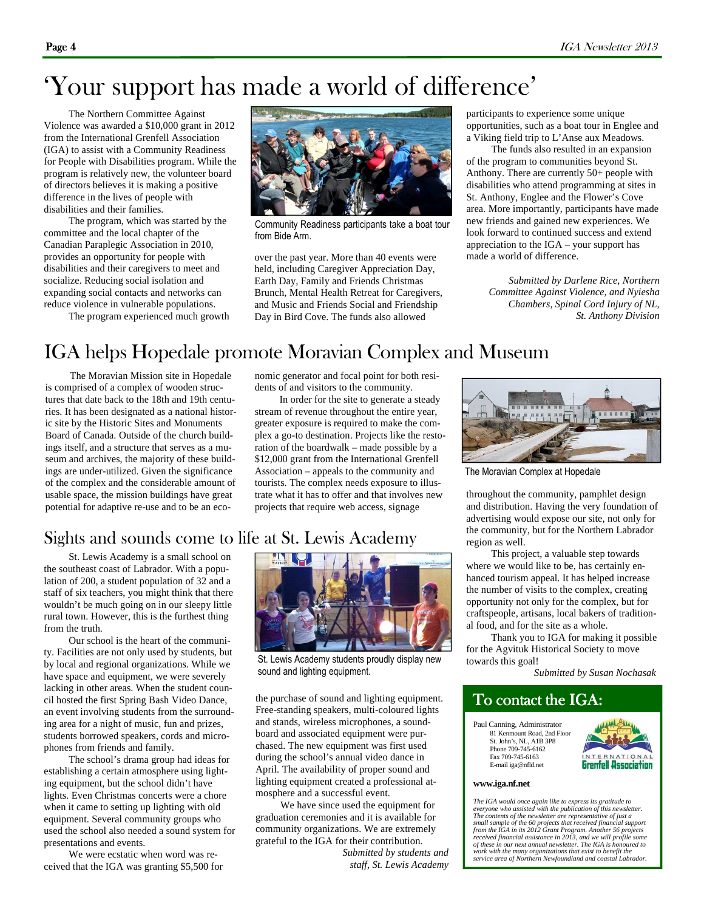# 'Your support has made a world of difference'

The Northern Committee Against Violence was awarded a $10,000 grant in 2012 from the International Grenfell Association (IGA) to assist with a Community Readiness for People with Disabilities program. While the program is relatively new, the volunteer board of directors believes it is making a positive difference in the lives of people with disabilities and their families.

The program, which was started by the committee and the local chapter of the Canadian Paraplegic Association in 2010, provides an opportunity for people with disabilities and their caregivers to meet and socialize. Reducing social isolation and expanding social contacts and networks can reduce violence in vulnerable populations.

The program experienced much growth over the past year. More than 40 events were held, including Caregiver Appreciation Day, Earth Day, Family and Friends Christmas Brunch, Mental Health Retreat for Caregivers, and Music and Friends Social and Friendship Day in Bird Cove. The funds also allowed participants to experience some unique opportunities, such as a boat tour in Englee and a Viking field trip to L'Anse aux Meadows.

Community Readiness participants take a boat tour from Bide Arm.

The funds also resulted in an expansion of the program to communities beyond St. Anthony. There are currently 50+ people with disabilities who attend programming at sites in St. Anthony, Englee and the Flower's Cove area. More importantly, participants have made new friends and gained new experiences. We look forward to continued success and extend appreciation to the IGA – your support has made a world of difference.

*Submitted by Darlene Rice, Northern Committee Against Violence, and Nyiesha Chambers, Spinal Cord Injury of NL, St. Anthony Division*

# IGA helps Hopedale promote Moravian Complex and Museum

The Moravian Mission site in Hopedale is comprised of a complex of wooden structures that date back to the 18th and 19th centuries. It has been designated as a national historic site by the Historic Sites and Monuments Board of Canada. Outside of the church buildings itself, and a structure that serves as a museum and archives, the majority of these buildings are under-utilized. Given the significance of the complex and the considerable amount of usable space, the mission buildings have great potential for adaptive re-use and to be an economic generator and focal point for both residents of and visitors to the community.

In order for the site to generate a steady stream of revenue throughout the entire year, greater exposure is required to make the complex a go-to destination. Projects like the restoration of the boardwalk – made possible by a $12,000 grant from the International Grenfell Association – appeals to the community and tourists. The complex needs exposure to illustrate what it has to offer and that involves new projects that require web access, signage throughout the community, pamphlet design and distribution. Having the very foundation of advertising would expose our site, not only for the community, but for the Northern Labrador region as well.

The Moravian Complex at Hopedale

This project, a valuable step towards where we would like to be, has certainly enhanced tourism appeal. It has helped increase the number of visits to the complex, creating opportunity not only for the complex, but for craftspeople, artisans, local bakers of traditional food, and for the site as a whole.

Thank you to IGA for making it possible for the Agvituk Historical Society to move towards this goal!

*Submitted by Susan Nochasak*

# Sights and sounds come to life at St. Lewis Academy

St. Lewis Academy is a small school on the southeast coast of Labrador. With a population of 200, a student population of 32 and a staff of six teachers, you might think that there wouldn't be much going on in our sleepy little rural town. However, this is the furthest thing from the truth.

Our school is the heart of the community. Facilities are not only used by students, but by local and regional organizations. While we have space and equipment, we were severely lacking in other areas. When the student council hosted the first Spring Bash Video Dance, an event involving students from the surrounding area for a night of music, fun and prizes, students borrowed speakers, cords and microphones from friends and family.

The school's drama group had ideas for establishing a certain atmosphere using lighting equipment, but the school didn't have lights. Even Christmas concerts were a chore when it came to setting up lighting with old equipment. Several community groups who used the school also needed a sound system for presentations and events.

We were ecstatic when word was received that the IGA was granting $5,500 for the purchase of sound and lighting equipment. Free-standing speakers, multi-coloured lights and stands, wireless microphones, a soundboard and associated equipment were purchased. The new equipment was first used during the school's annual video dance in April. The availability of proper sound and lighting equipment created a professional atmosphere and a successful event.

St. Lewis Academy students proudly display new sound and lighting equipment.

We have since used the equipment for graduation ceremonies and it is available for community organizations. We are extremely grateful to the IGA for their contribution.

*Submitted by students and staff, St. Lewis Academy*

## To contact the IGA:

Paul Canning, Administrator
81 Kenmount Road, 2nd Floor
St. John's, NL, A1B 3P8
Phone 709-745-6162
Fax 709-745-6163
E-mail iga@nfld.net

INTERNATIONAL Grenfell Association

**www.iga.nf.net**

*The IGA would once again like to express its gratitude to everyone who assisted with the publication of this newsletter. The contents of the newsletter are representative of just a small sample of the 60 projects that received financial support from the IGA in its 2012 Grant Program. Another 56 projects received financial assistance in 2013, and we will profile some of these in our next annual newsletter. The IGA is honoured to work with the many organizations that exist to benefit the service area of Northern Newfoundland and coastal Labrador.*